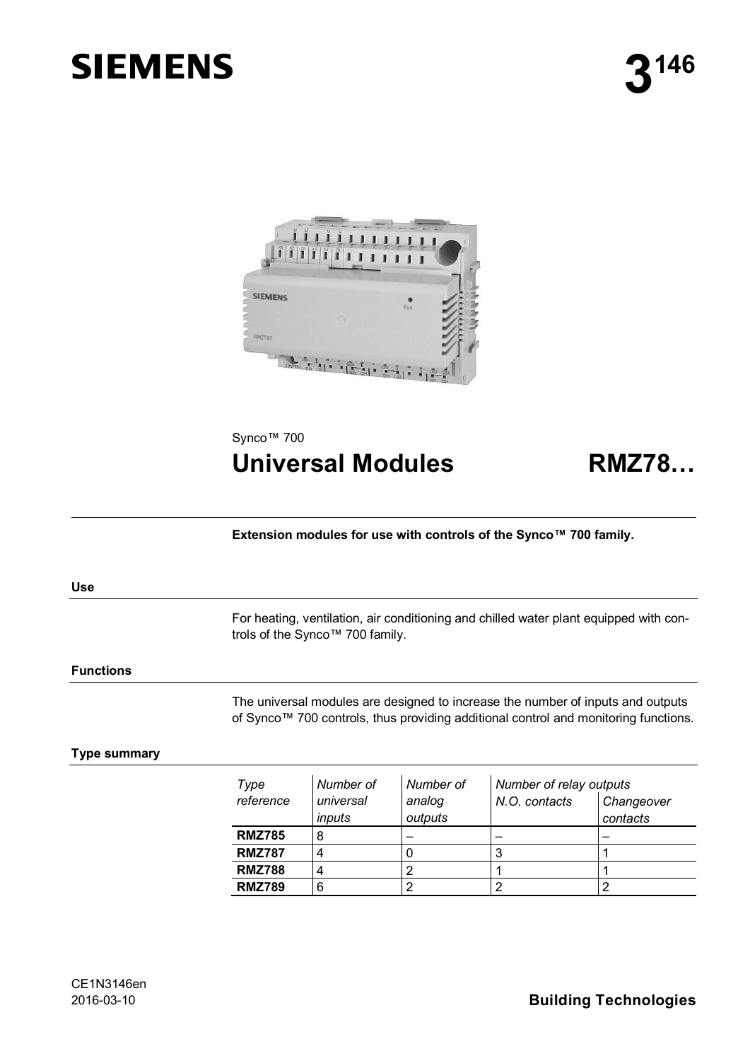# SIEMENS

# 3146

Synco™ 700

# Universal Modules RMZ78…

**Extension modules for use with controls of the Synco™ 700 family.**

## Use

For heating, ventilation, air conditioning and chilled water plant equipped with controls of the Synco™ 700 family.

## Functions

The universal modules are designed to increase the number of inputs and outputs of Synco™ 700 controls, thus providing additional control and monitoring functions.

## Type summary

| *Type reference* | *Number of universal inputs* | *Number of analog outputs* | *Number of relay outputs* | |
|---|---|---|---|---|
| | | | *N.O. contacts* | *Changeover contacts* |
| **RMZ785** | 8 | – | – | – |
| **RMZ787** | 4 | 0 | 3 | 1 |
| **RMZ788** | 4 | 2 | 1 | 1 |
| **RMZ789** | 6 | 2 | 2 | 2 |

CE1N3146en
2016-03-10

**Building Technologies**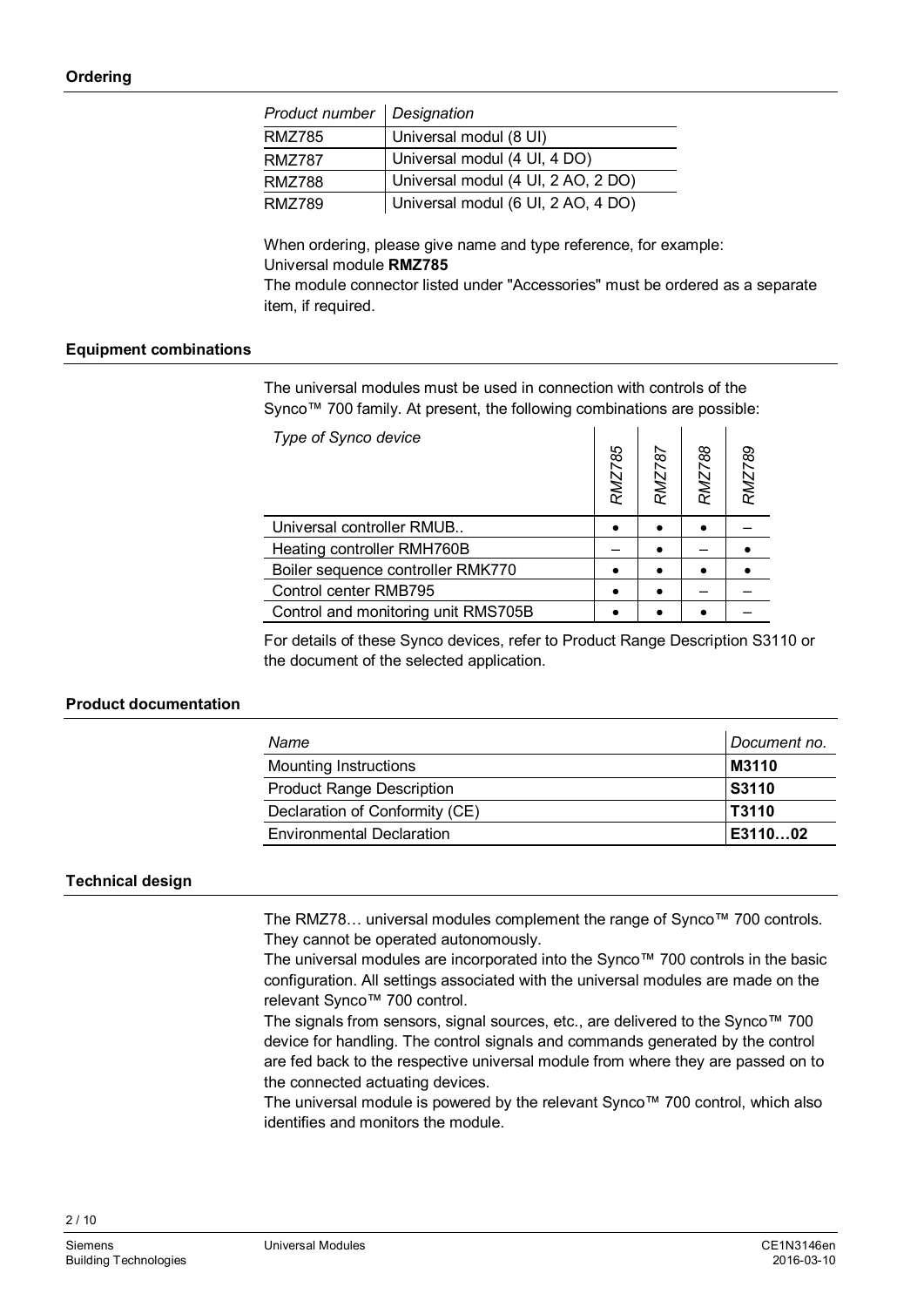## Ordering

| *Product number* | *Designation* |
|---|---|
| RMZ785 | Universal modul (8 UI) |
| RMZ787 | Universal modul (4 UI, 4 DO) |
| RMZ788 | Universal modul (4 UI, 2 AO, 2 DO) |
| RMZ789 | Universal modul (6 UI, 2 AO, 4 DO) |

When ordering, please give name and type reference, for example:
Universal module **RMZ785**
The module connector listed under "Accessories" must be ordered as a separate item, if required.

## Equipment combinations

The universal modules must be used in connection with controls of the Synco™ 700 family. At present, the following combinations are possible:

| *Type of Synco device* | *RMZ785* | *RMZ787* | *RMZ788* | *RMZ789* |
|---|---|---|---|---|
| Universal controller RMUB.. | • | • | • | – |
| Heating controller RMH760B | – | • | – | • |
| Boiler sequence controller RMK770 | • | • | • | • |
| Control center RMB795 | • | • | – | – |
| Control and monitoring unit RMS705B | • | • | • | – |

For details of these Synco devices, refer to Product Range Description S3110 or the document of the selected application.

## Product documentation

| *Name* | *Document no.* |
|---|---|
| Mounting Instructions | **M3110** |
| Product Range Description | **S3110** |
| Declaration of Conformity (CE) | **T3110** |
| Environmental Declaration | **E3110…02** |

## Technical design

The RMZ78… universal modules complement the range of Synco™ 700 controls. They cannot be operated autonomously.
The universal modules are incorporated into the Synco™ 700 controls in the basic configuration. All settings associated with the universal modules are made on the relevant Synco™ 700 control.
The signals from sensors, signal sources, etc., are delivered to the Synco™ 700 device for handling. The control signals and commands generated by the control are fed back to the respective universal module from where they are passed on to the connected actuating devices.
The universal module is powered by the relevant Synco™ 700 control, which also identifies and monitors the module.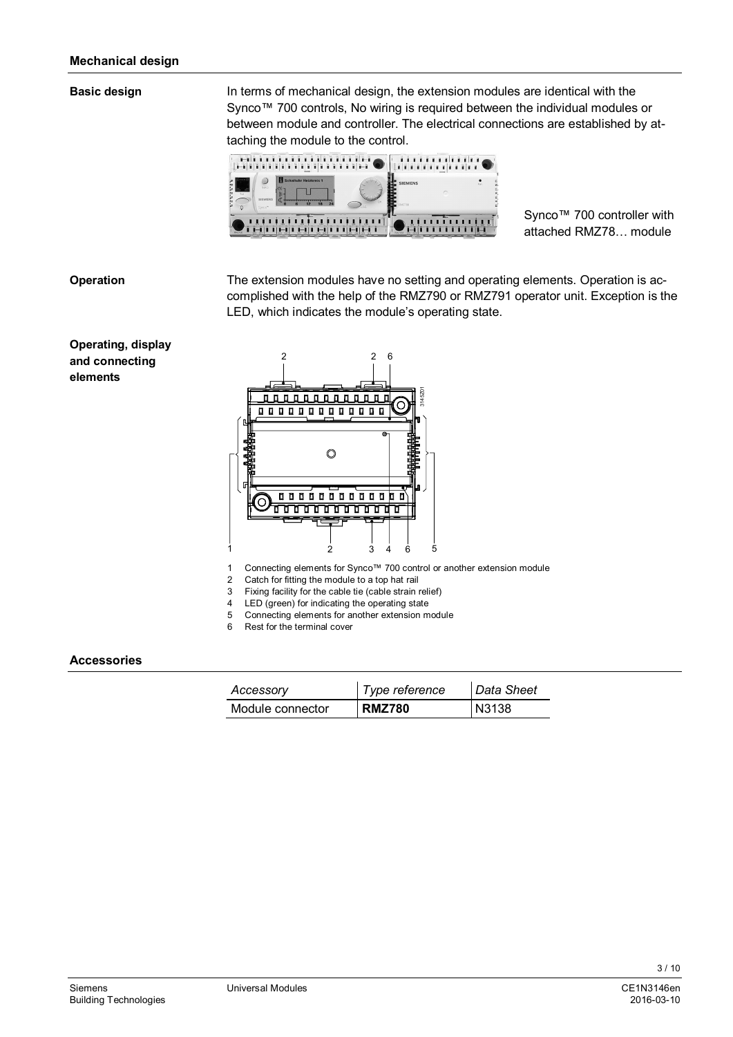## Mechanical design

**Basic design**

In terms of mechanical design, the extension modules are identical with the Synco™ 700 controls, No wiring is required between the individual modules or between module and controller. The electrical connections are established by attaching the module to the control.

Synco™ 700 controller with attached RMZ78… module

**Operation**

The extension modules have no setting and operating elements. Operation is accomplished with the help of the RMZ790 or RMZ791 operator unit. Exception is the LED, which indicates the module's operating state.

**Operating, display and connecting elements**

1. Connecting elements for Synco™ 700 control or another extension module
2. Catch for fitting the module to a top hat rail
3. Fixing facility for the cable tie (cable strain relief)
4. LED (green) for indicating the operating state
5. Connecting elements for another extension module
6. Rest for the terminal cover

## Accessories

| *Accessory* | *Type reference* | *Data Sheet* |
|---|---|---|
| Module connector | **RMZ780** | N3138 |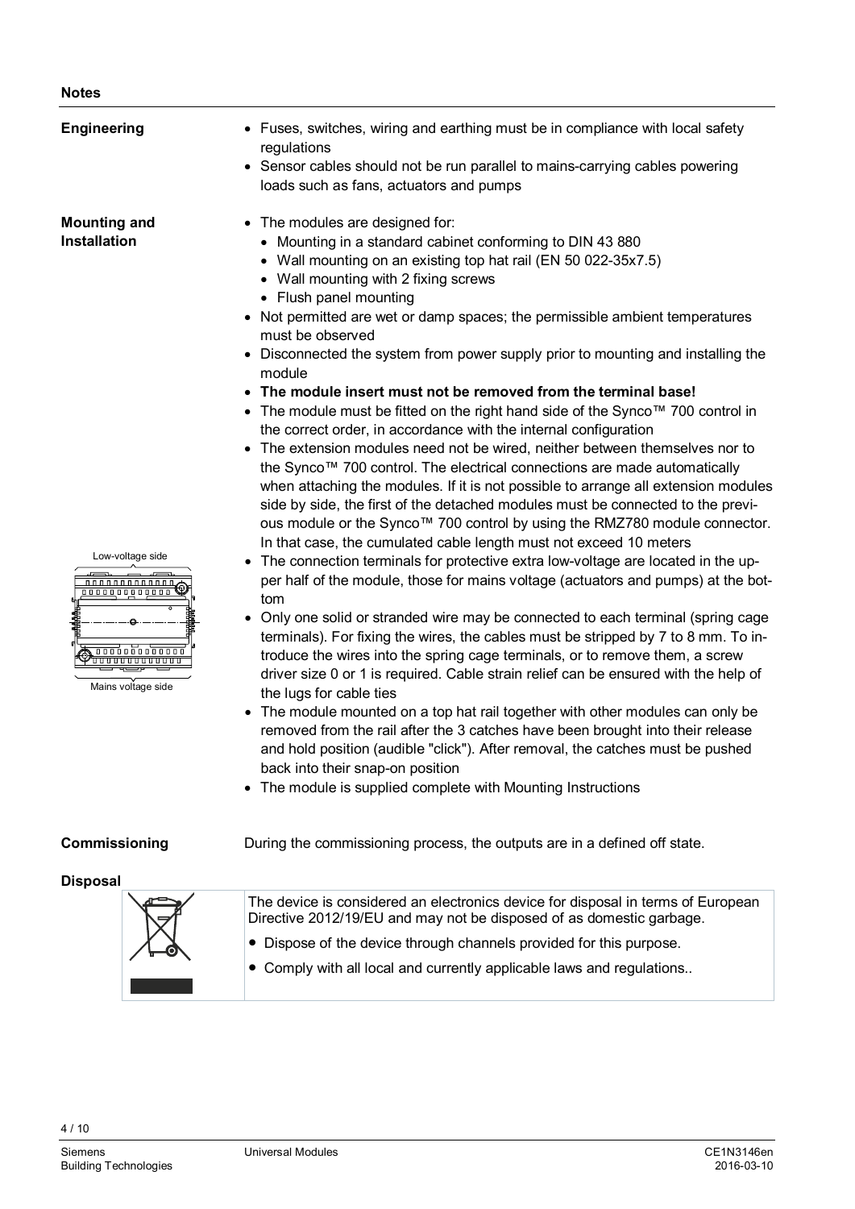## Notes

### Engineering

- Fuses, switches, wiring and earthing must be in compliance with local safety regulations
- Sensor cables should not be run parallel to mains-carrying cables powering loads such as fans, actuators and pumps

### Mounting and Installation

- The modules are designed for:
  - Mounting in a standard cabinet conforming to DIN 43 880
  - Wall mounting on an existing top hat rail (EN 50 022-35x7.5)
  - Wall mounting with 2 fixing screws
  - Flush panel mounting
- Not permitted are wet or damp spaces; the permissible ambient temperatures must be observed
- Disconnected the system from power supply prior to mounting and installing the module
- **The module insert must not be removed from the terminal base!**
- The module must be fitted on the right hand side of the Synco™ 700 control in the correct order, in accordance with the internal configuration
- The extension modules need not be wired, neither between themselves nor to the Synco™ 700 control. The electrical connections are made automatically when attaching the modules. If it is not possible to arrange all extension modules side by side, the first of the detached modules must be connected to the previous module or the Synco™ 700 control by using the RMZ780 module connector. In that case, the cumulated cable length must not exceed 10 meters
- The connection terminals for protective extra low-voltage are located in the upper half of the module, those for mains voltage (actuators and pumps) at the bottom
- Only one solid or stranded wire may be connected to each terminal (spring cage terminals). For fixing the wires, the cables must be stripped by 7 to 8 mm. To introduce the wires into the spring cage terminals, or to remove them, a screw driver size 0 or 1 is required. Cable strain relief can be ensured with the help of the lugs for cable ties
- The module mounted on a top hat rail together with other modules can only be removed from the rail after the 3 catches have been brought into their release and hold position (audible "click"). After removal, the catches must be pushed back into their snap-on position
- The module is supplied complete with Mounting Instructions

Low-voltage side

Mains voltage side

### Commissioning

During the commissioning process, the outputs are in a defined off state.

### Disposal

The device is considered an electronics device for disposal in terms of European Directive 2012/19/EU and may not be disposed of as domestic garbage.

- Dispose of the device through channels provided for this purpose.
- Comply with all local and currently applicable laws and regulations..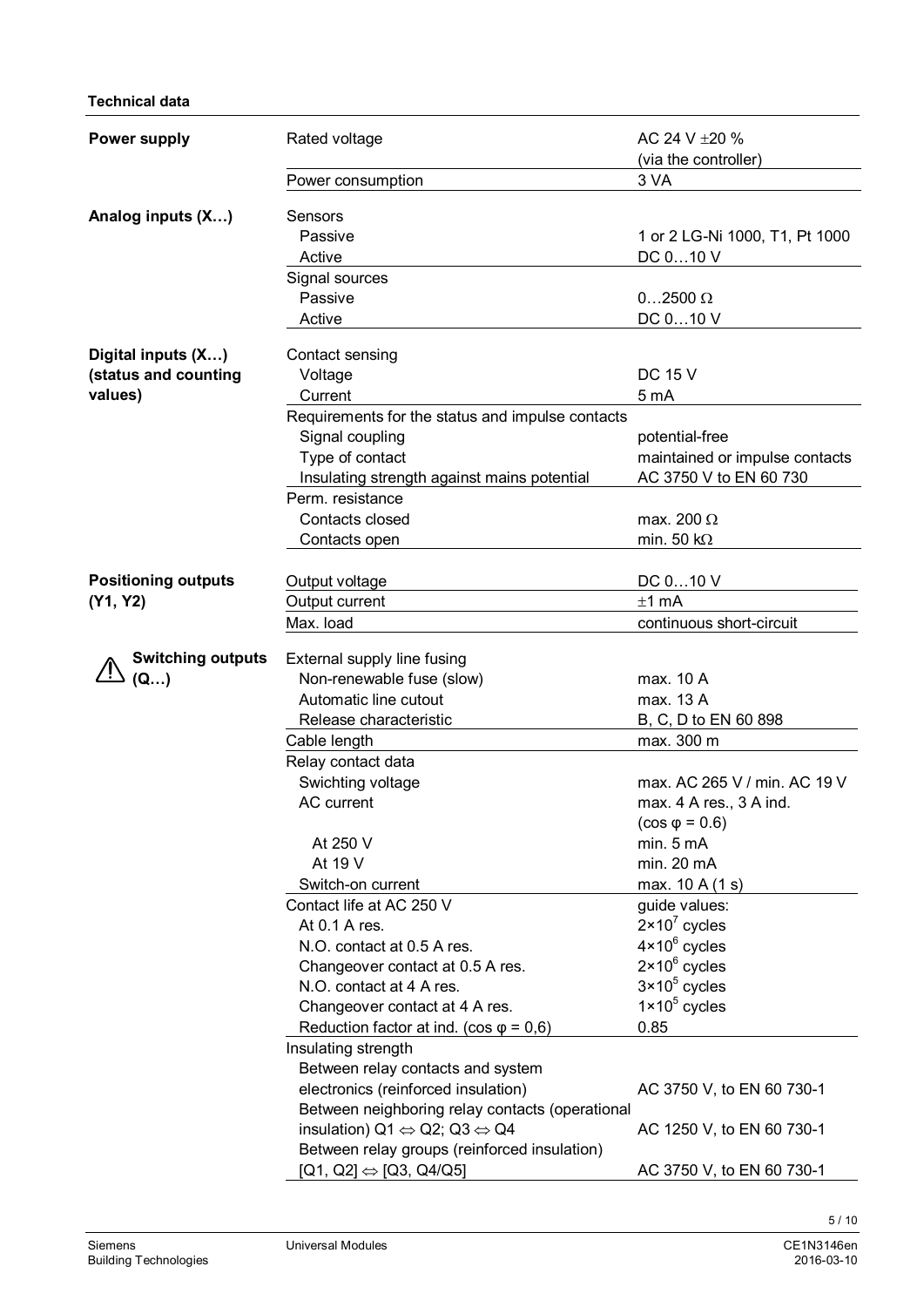**Technical data**

| | | |
|---|---|---|
| **Power supply** | Rated voltage | AC 24 V ±20 % (via the controller) |
| | Power consumption | 3 VA |
| **Analog inputs (X…)** | Sensors | |
| | Passive | 1 or 2 LG-Ni 1000, T1, Pt 1000 |
| | Active | DC 0…10 V |
| | Signal sources | |
| | Passive | 0…2500 Ω |
| | Active | DC 0…10 V |
| **Digital inputs (X…) (status and counting values)** | Contact sensing | |
| | Voltage | DC 15 V |
| | Current | 5 mA |
| | Requirements for the status and impulse contacts | |
| | Signal coupling | potential-free |
| | Type of contact | maintained or impulse contacts |
| | Insulating strength against mains potential | AC 3750 V to EN 60 730 |
| | Perm. resistance | |
| | Contacts closed | max. 200 Ω |
| | Contacts open | min. 50 kΩ |
| **Positioning outputs (Y1, Y2)** | Output voltage | DC 0…10 V |
| | Output current | ±1 mA |
| | Max. load | continuous short-circuit |
| ⚠ **Switching outputs (Q…)** | External supply line fusing | |
| | Non-renewable fuse (slow) | max. 10 A |
| | Automatic line cutout | max. 13 A |
| | Release characteristic | B, C, D to EN 60 898 |
| | Cable length | max. 300 m |
| | Relay contact data | |
| | Swichting voltage | max. AC 265 V / min. AC 19 V |
| | AC current | max. 4 A res., 3 A ind. (cos φ = 0.6) |
| | At 250 V | min. 5 mA |
| | At 19 V | min. 20 mA |
| | Switch-on current | max. 10 A (1 s) |
| | Contact life at AC 250 V | guide values: |
| | At 0.1 A res. | $2 \times 10^7$ cycles |
| | N.O. contact at 0.5 A res. | $4 \times 10^6$ cycles |
| | Changeover contact at 0.5 A res. | $2 \times 10^6$ cycles |
| | N.O. contact at 4 A res. | $3 \times 10^5$ cycles |
| | Changeover contact at 4 A res. | $1 \times 10^5$ cycles |
| | Reduction factor at ind. (cos φ = 0,6) | 0.85 |
| | Insulating strength | |
| | Between relay contacts and system electronics (reinforced insulation) | AC 3750 V, to EN 60 730-1 |
| | Between neighboring relay contacts (operational insulation) Q1 ⇔ Q2; Q3 ⇔ Q4 | AC 1250 V, to EN 60 730-1 |
| | Between relay groups (reinforced insulation) [Q1, Q2] ⇔ [Q3, Q4/Q5] | AC 3750 V, to EN 60 730-1 |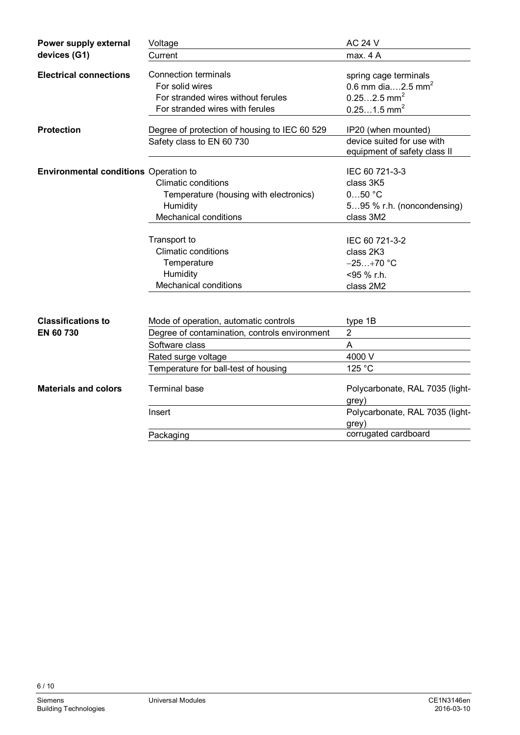| | | |
|---|---|---|
| **Power supply external devices (G1)** | Voltage | AC 24 V |
| | Current | max. 4 A |
| **Electrical connections** | Connection terminals | spring cage terminals |
| | For solid wires | 0.6 mm dia.…2.5 $mm^2$ |
| | For stranded wires without ferules | 0.25…2.5 $mm^2$ |
| | For stranded wires with ferules | 0.25…1.5 $mm^2$ |
| **Protection** | Degree of protection of housing to IEC 60 529 | IP20 (when mounted) |
| | Safety class to EN 60 730 | device suited for use with equipment of safety class II |
| **Environmental conditions** | Operation to | IEC 60 721-3-3 |
| | Climatic conditions | class 3K5 |
| | Temperature (housing with electronics) | 0…50 °C |
| | Humidity | 5…95 % r.h. (noncondensing) |
| | Mechanical conditions | class 3M2 |
| | Transport to | IEC 60 721-3-2 |
| | Climatic conditions | class 2K3 |
| | Temperature | −25…+70 °C |
| | Humidity | <95 % r.h. |
| | Mechanical conditions | class 2M2 |
| **Classifications to EN 60 730** | Mode of operation, automatic controls | type 1B |
| | Degree of contamination, controls environment | 2 |
| | Software class | A |
| | Rated surge voltage | 4000 V |
| | Temperature for ball-test of housing | 125 °C |
| **Materials and colors** | Terminal base | Polycarbonate, RAL 7035 (light-grey) |
| | Insert | Polycarbonate, RAL 7035 (light-grey) |
| | Packaging | corrugated cardboard |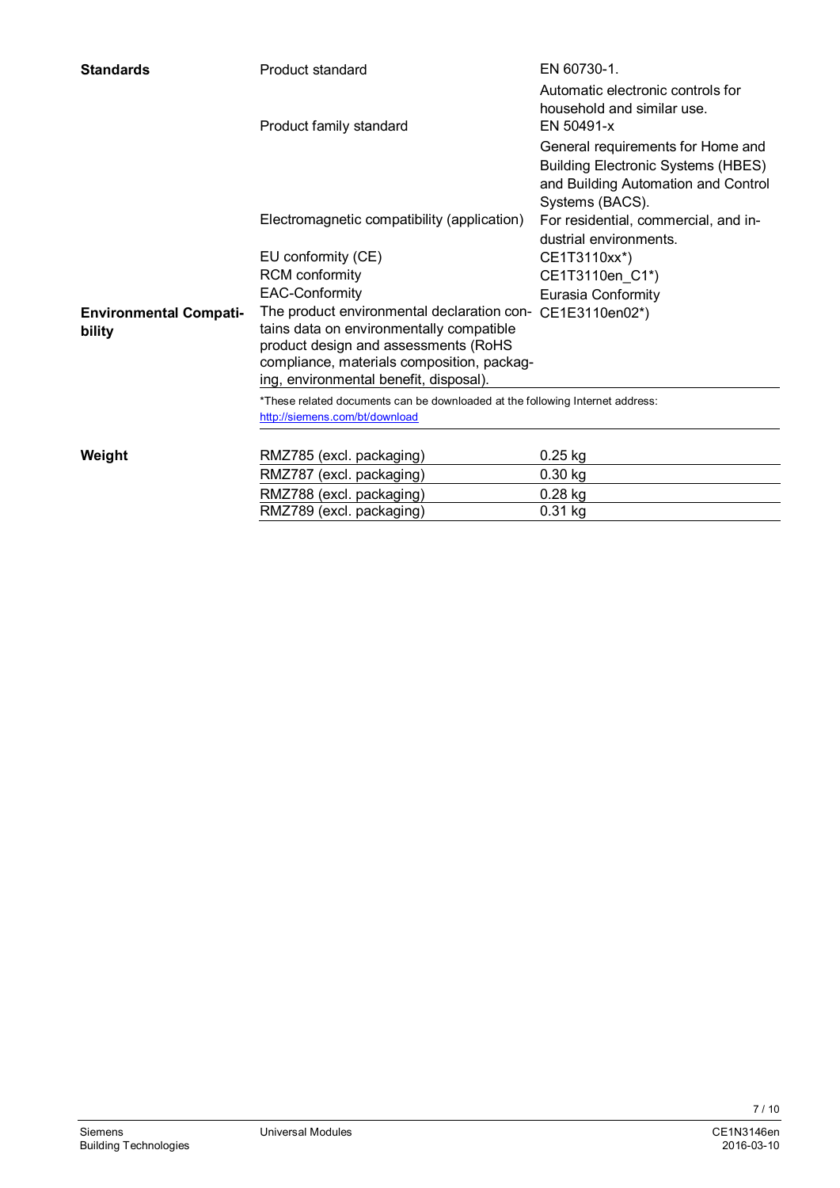| | | |
|---|---|---|
| **Standards** | Product standard | EN 60730-1. Automatic electronic controls for household and similar use. |
| | Product family standard | EN 50491-x General requirements for Home and Building Electronic Systems (HBES) and Building Automation and Control Systems (BACS). |
| | Electromagnetic compatibility (application) | For residential, commercial, and industrial environments. |
| | EU conformity (CE) | CE1T3110xx*) |
| | RCM conformity | CE1T3110en_C1*) |
| | EAC-Conformity | Eurasia Conformity |
| **Environmental Compatibility** | The product environmental declaration contains data on environmentally compatible product design and assessments (RoHS compliance, materials composition, packaging, environmental benefit, disposal). | CE1E3110en02*) |

*These related documents can be downloaded at the following Internet address:
http://siemens.com/bt/download

| | | |
|---|---|---|
| **Weight** | RMZ785 (excl. packaging) | 0.25 kg |
| | RMZ787 (excl. packaging) | 0.30 kg |
| | RMZ788 (excl. packaging) | 0.28 kg |
| | RMZ789 (excl. packaging) | 0.31 kg |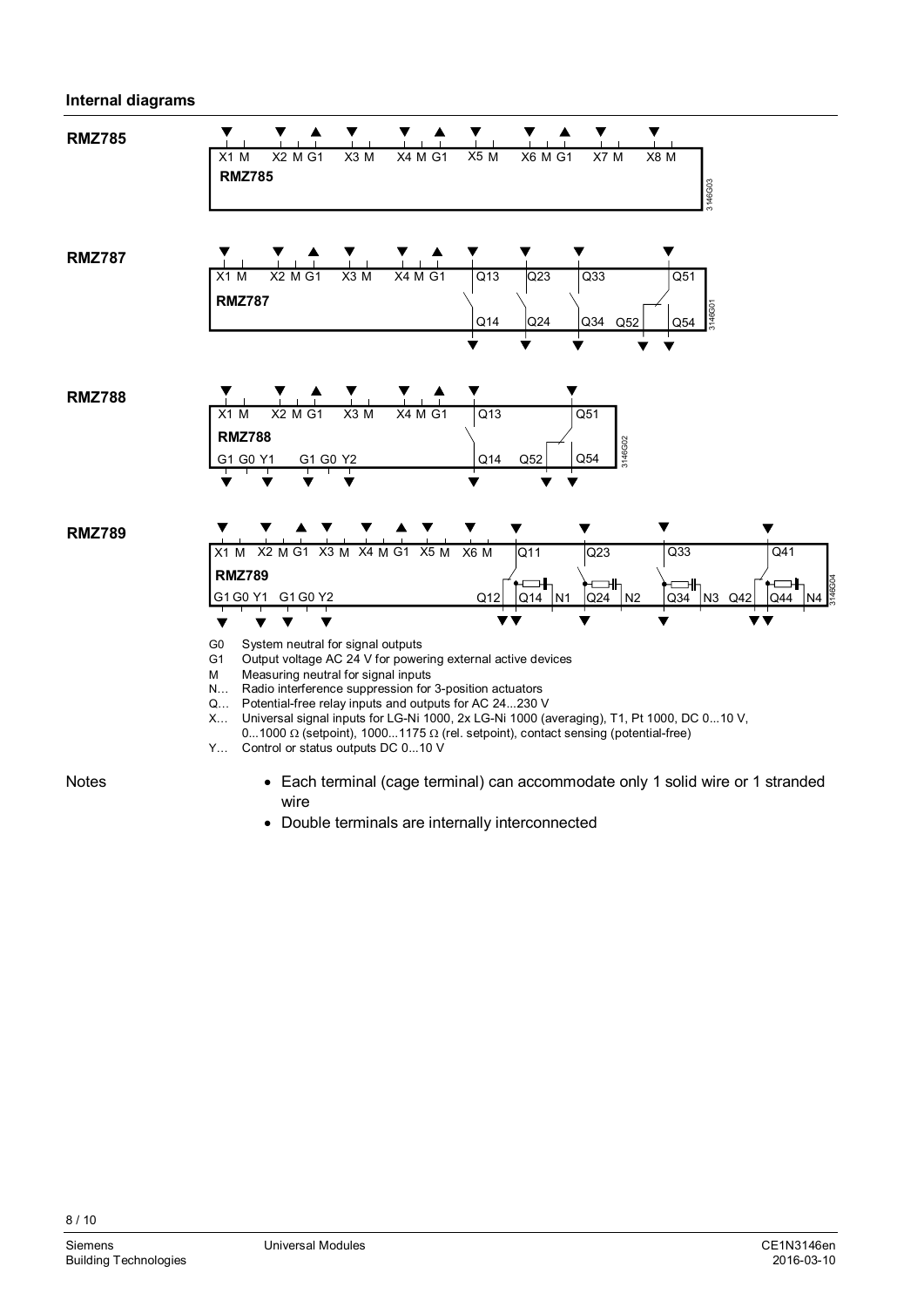### Internal diagrams

**RMZ785**

X1 M X2 M G1 X3 M X4 M G1 X5 M X6 M G1 X7 M X8 M

RMZ785

**RMZ787**

X1 M X2 M G1 X3 M X4 M G1 Q13 Q23 Q33 Q51

RMZ787

Q14 Q24 Q34 Q52 Q54

**RMZ788**

X1 M X2 M G1 X3 M X4 M G1 Q13 Q51

RMZ788

G1 G0 Y1 G1 G0 Y2 Q14 Q52 Q54

**RMZ789**

X1 M X2 M G1 X3 M X4 M G1 X5 M X6 M Q11 Q23 Q33 Q41

RMZ789

G1 G0 Y1 G1 G0 Y2 Q12 Q14 N1 Q24 N2 Q34 N3 Q42 Q44 N4

G0 System neutral for signal outputs
G1 Output voltage AC 24 V for powering external active devices
M Measuring neutral for signal inputs
N… Radio interference suppression for 3-position actuators
Q… Potential-free relay inputs and outputs for AC 24...230 V
X… Universal signal inputs for LG-Ni 1000, 2x LG-Ni 1000 (averaging), T1, Pt 1000, DC 0...10 V, 0...1000 Ω (setpoint), 1000...1175 Ω (rel. setpoint), contact sensing (potential-free)
Y… Control or status outputs DC 0...10 V

Notes

- Each terminal (cage terminal) can accommodate only 1 solid wire or 1 stranded wire
- Double terminals are internally interconnected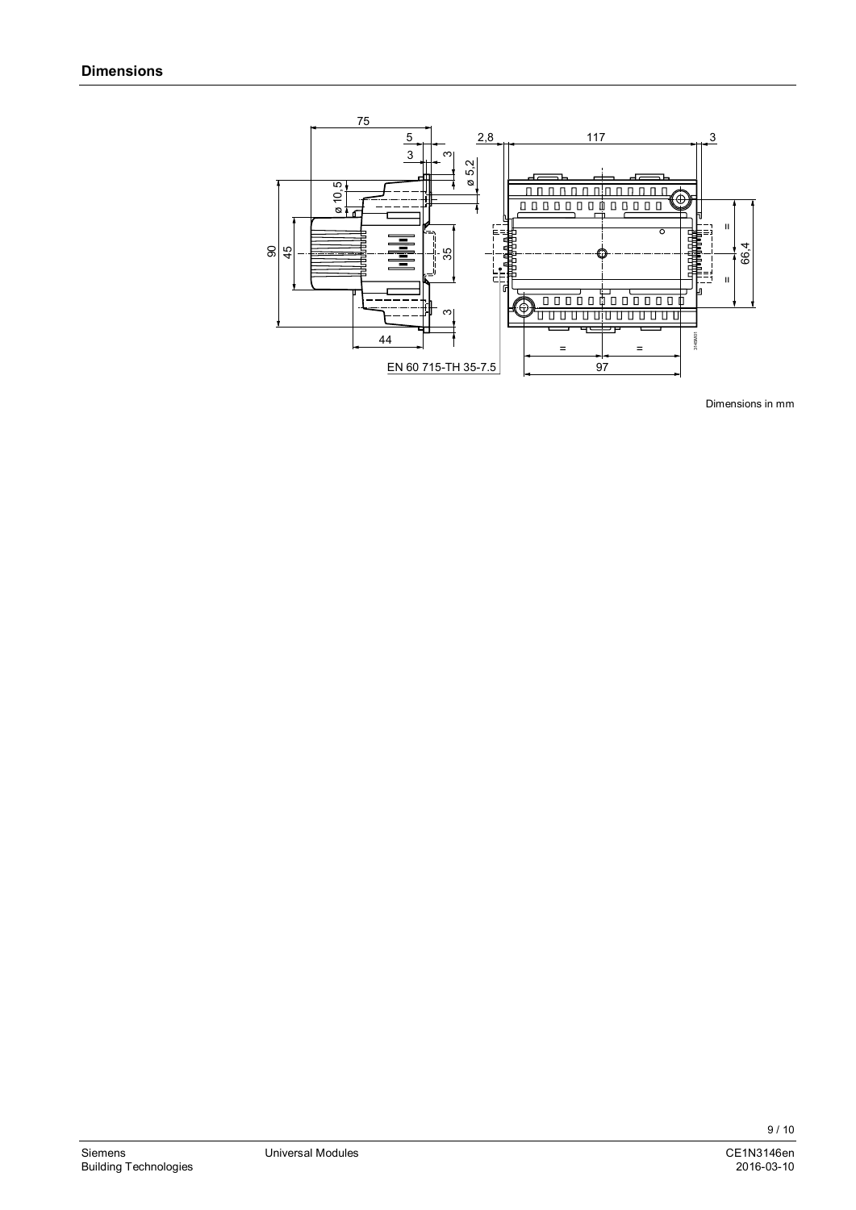## Dimensions

Dimensions in mm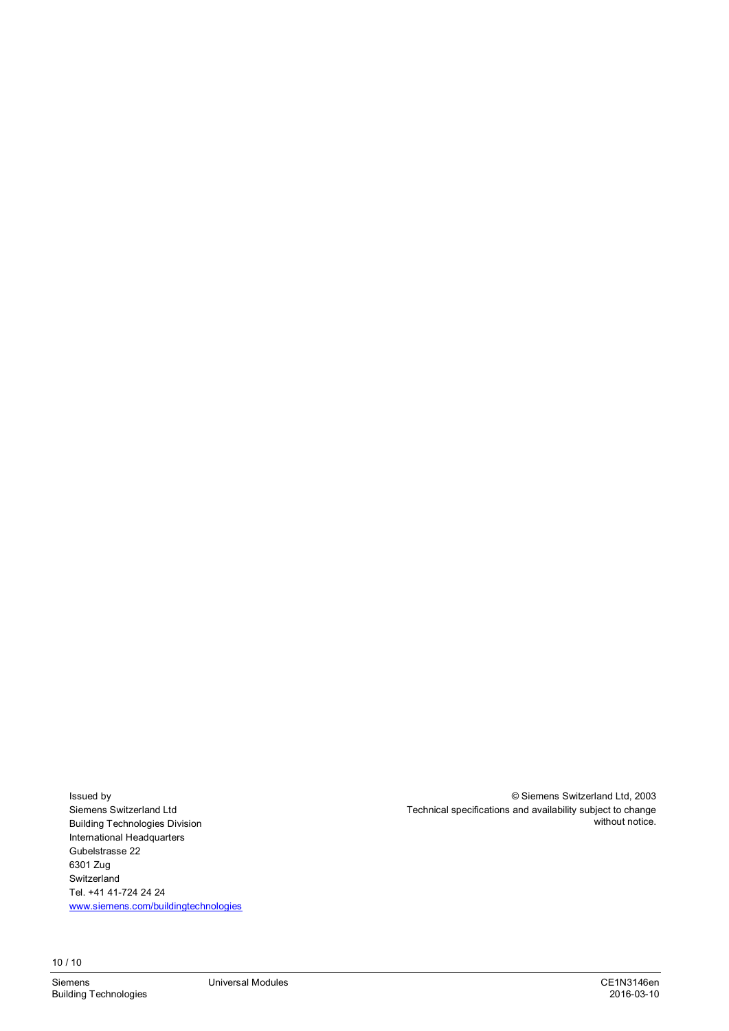Issued by
Siemens Switzerland Ltd
Building Technologies Division
International Headquarters
Gubelstrasse 22
6301 Zug
Switzerland
Tel. +41 41-724 24 24
[www.siemens.com/buildingtechnologies](http://www.siemens.com/buildingtechnologies)

© Siemens Switzerland Ltd, 2003
Technical specifications and availability subject to change without notice.